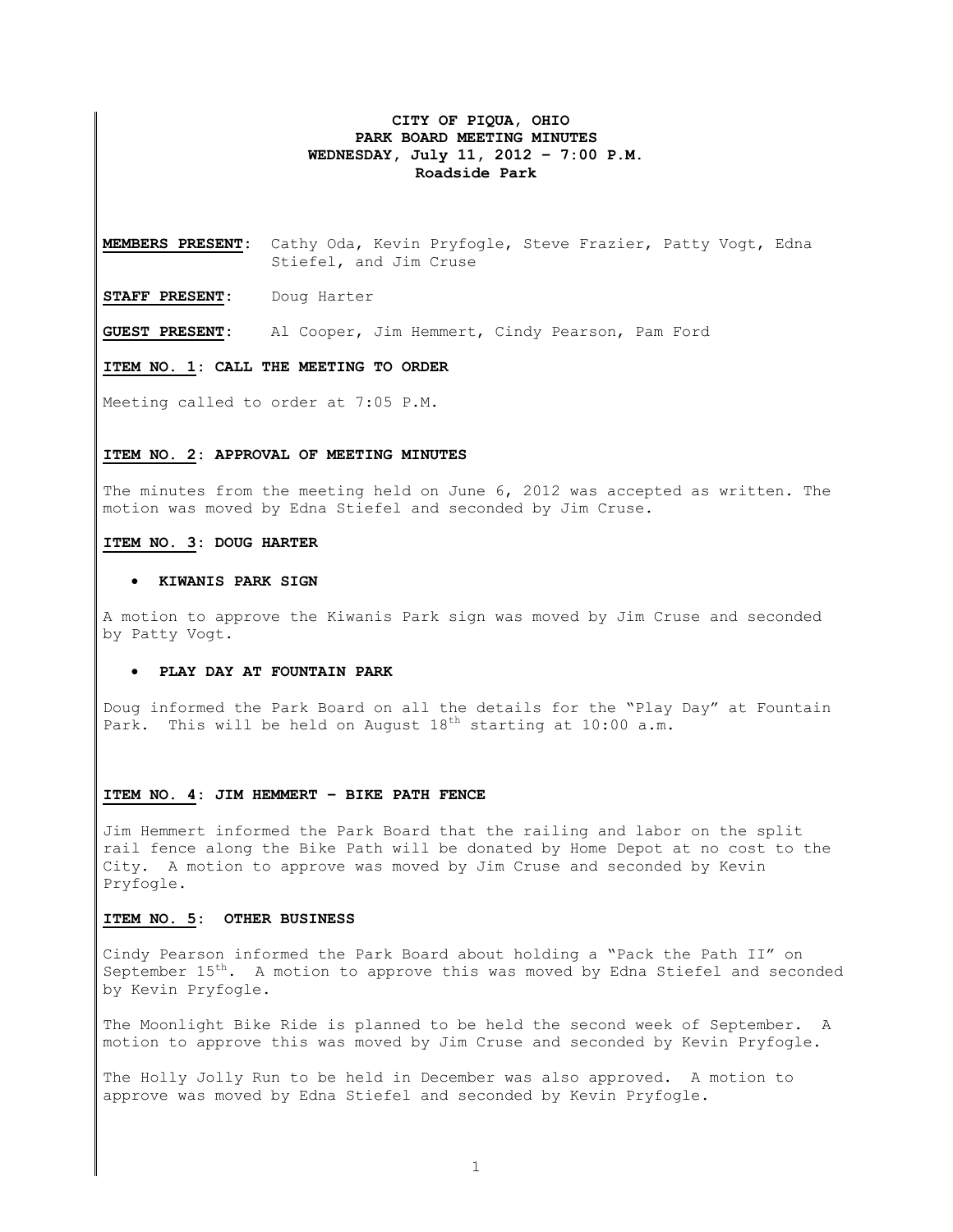**CITY OF PIQUA, OHIO**
**PARK BOARD MEETING MINUTES**
**WEDNESDAY, July 11, 2012 – 7:00 P.M.**
**Roadside Park**

**MEMBERS PRESENT**: Cathy Oda, Kevin Pryfogle, Steve Frazier, Patty Vogt, Edna Stiefel, and Jim Cruse

**STAFF PRESENT**: Doug Harter

**GUEST PRESENT**: Al Cooper, Jim Hemmert, Cindy Pearson, Pam Ford

**ITEM NO. 1: CALL THE MEETING TO ORDER**

Meeting called to order at 7:05 P.M.

**ITEM NO. 2: APPROVAL OF MEETING MINUTES**

The minutes from the meeting held on June 6, 2012 was accepted as written. The motion was moved by Edna Stiefel and seconded by Jim Cruse.

**ITEM NO. 3: DOUG HARTER**

- **KIWANIS PARK SIGN**

A motion to approve the Kiwanis Park sign was moved by Jim Cruse and seconded by Patty Vogt.

- **PLAY DAY AT FOUNTAIN PARK**

Doug informed the Park Board on all the details for the "Play Day" at Fountain Park. This will be held on August 18th starting at 10:00 a.m.

**ITEM NO. 4: JIM HEMMERT – BIKE PATH FENCE**

Jim Hemmert informed the Park Board that the railing and labor on the split rail fence along the Bike Path will be donated by Home Depot at no cost to the City. A motion to approve was moved by Jim Cruse and seconded by Kevin Pryfogle.

**ITEM NO. 5: OTHER BUSINESS**

Cindy Pearson informed the Park Board about holding a "Pack the Path II" on September 15th. A motion to approve this was moved by Edna Stiefel and seconded by Kevin Pryfogle.

The Moonlight Bike Ride is planned to be held the second week of September. A motion to approve this was moved by Jim Cruse and seconded by Kevin Pryfogle.

The Holly Jolly Run to be held in December was also approved. A motion to approve was moved by Edna Stiefel and seconded by Kevin Pryfogle.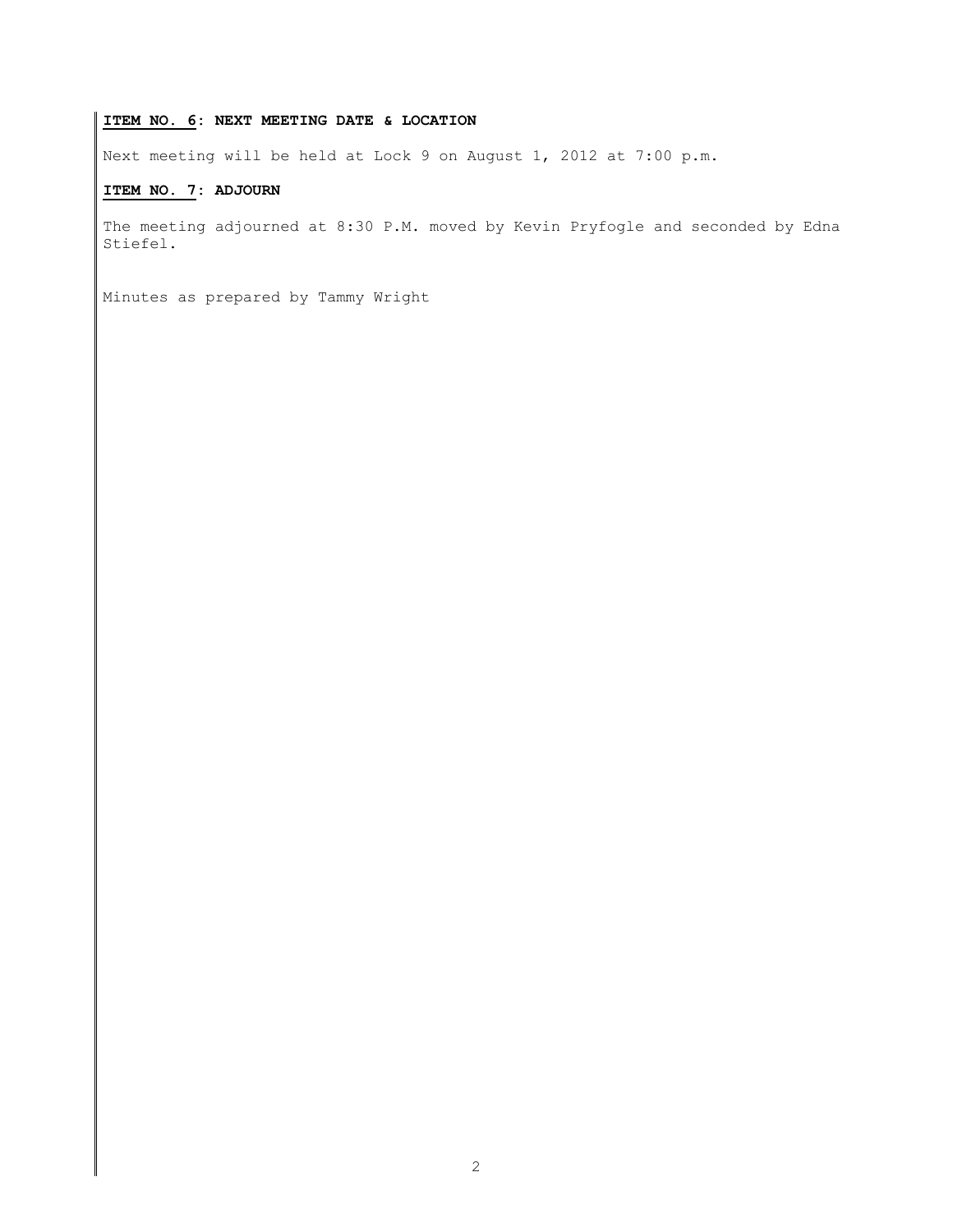**ITEM NO. 6: NEXT MEETING DATE & LOCATION**

Next meeting will be held at Lock 9 on August 1, 2012 at 7:00 p.m.

**ITEM NO. 7: ADJOURN**

The meeting adjourned at 8:30 P.M. moved by Kevin Pryfogle and seconded by Edna Stiefel.

Minutes as prepared by Tammy Wright